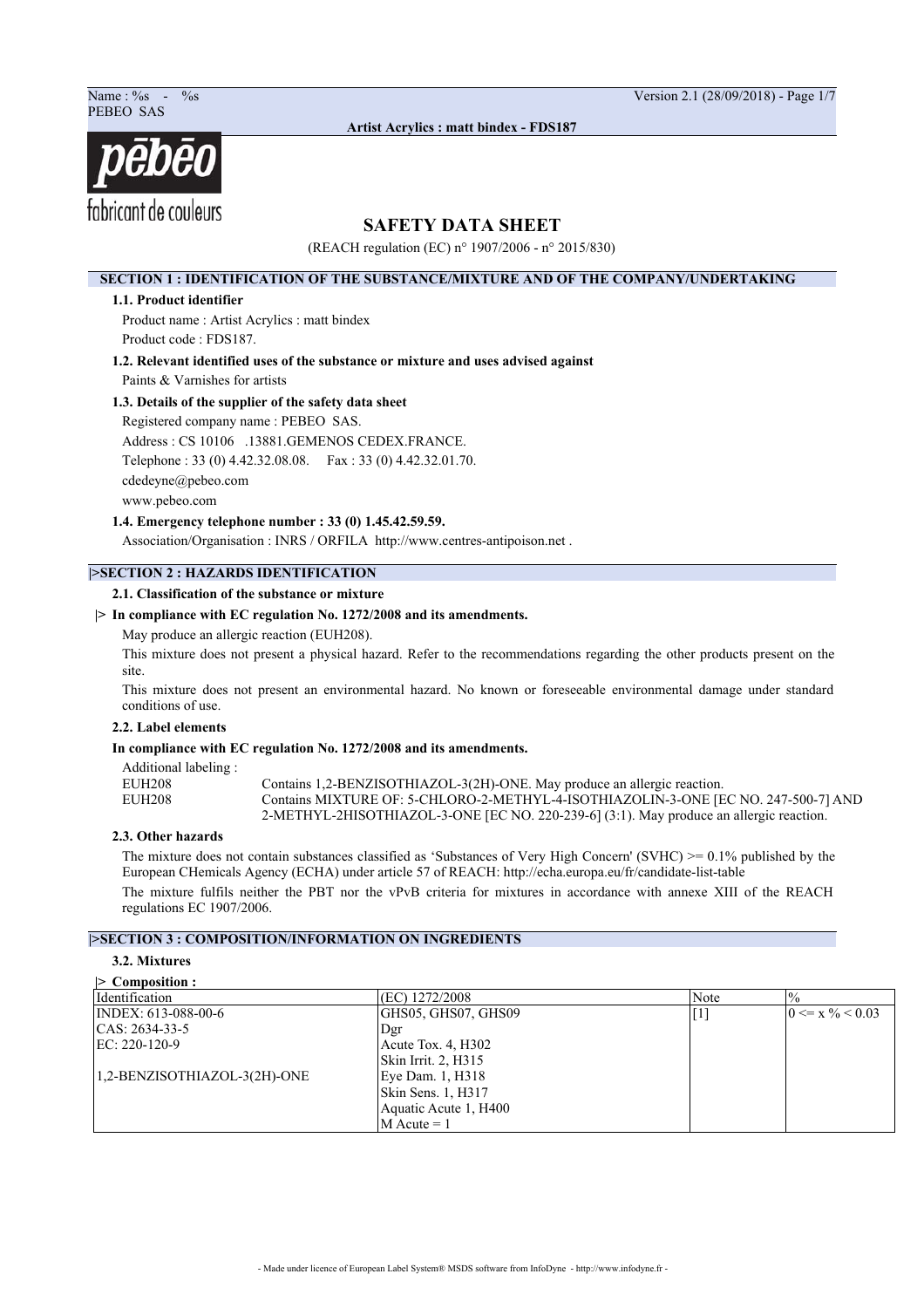# SAFETY DATA SHEET

(REACH regulation (EC) n° 1907/2006 - n° 2015/830)

## SECTION 1 : IDENTIFICATION OF THE SUBSTANCE/MIXTURE AND OF THE COMPANY/UNDERTAKING

### 1.1. Product identifier

Product name : Artist Acrylics : matt bindex

Product code : FDS187.

### 1.2. Relevant identified uses of the substance or mixture and uses advised against

Paints & Varnishes for artists

### 1.3. Details of the supplier of the safety data sheet

Registered company name : PEBEO SAS.

Address : CS 10106 .13881.GEMENOS CEDEX.FRANCE.

Telephone : 33 (0) 4.42.32.08.08. Fax : 33 (0) 4.42.32.01.70.

cdedeyne@pebeo.com

www.pebeo.com

### 1.4. Emergency telephone number : 33 (0) 1.45.42.59.59.

Association/Organisation : INRS / ORFILA http://www.centres-antipoison.net .

## |>SECTION 2 : HAZARDS IDENTIFICATION

### 2.1. Classification of the substance or mixture

**|> In compliance with EC regulation No. 1272/2008 and its amendments.**

May produce an allergic reaction (EUH208).

This mixture does not present a physical hazard. Refer to the recommendations regarding the other products present on the site.

This mixture does not present an environmental hazard. No known or foreseeable environmental damage under standard conditions of use.

### 2.2. Label elements

**In compliance with EC regulation No. 1272/2008 and its amendments.**

Additional labeling :

EUH208 Contains 1,2-BENZISOTHIAZOL-3(2H)-ONE. May produce an allergic reaction.

EUH208 Contains MIXTURE OF: 5-CHLORO-2-METHYL-4-ISOTHIAZOLIN-3-ONE [EC NO. 247-500-7] AND 2-METHYL-2HISOTHIAZOL-3-ONE [EC NO. 220-239-6] (3:1). May produce an allergic reaction.

### 2.3. Other hazards

The mixture does not contain substances classified as 'Substances of Very High Concern' (SVHC) >= 0.1% published by the European CHemicals Agency (ECHA) under article 57 of REACH: http://echa.europa.eu/fr/candidate-list-table

The mixture fulfils neither the PBT nor the vPvB criteria for mixtures in accordance with annexe XIII of the REACH regulations EC 1907/2006.

## |>SECTION 3 : COMPOSITION/INFORMATION ON INGREDIENTS

### 3.2. Mixtures

**|> Composition :**

| Identification | (EC) 1272/2008 | Note | % |
|---|---|---|---|
| INDEX: 613-088-00-6<br>CAS: 2634-33-5<br>EC: 220-120-9<br><br>1,2-BENZISOTHIAZOL-3(2H)-ONE | GHS05, GHS07, GHS09<br>Dgr<br>Acute Tox. 4, H302<br>Skin Irrit. 2, H315<br>Eye Dam. 1, H318<br>Skin Sens. 1, H317<br>Aquatic Acute 1, H400<br>M Acute = 1 | [1] | 0 <= x % < 0.03 |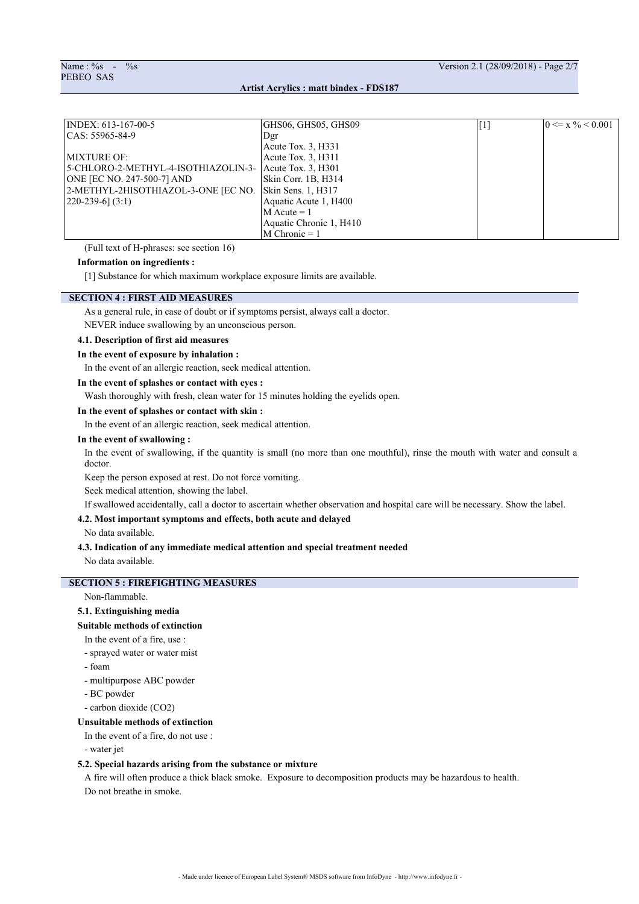| | | | |
|---|---|---|---|
| INDEX: 613-167-00-5<br>CAS: 55965-84-9<br><br>MIXTURE OF:<br>5-CHLORO-2-METHYL-4-ISOTHIAZOLIN-3-ONE [EC NO. 247-500-7] AND<br>2-METHYL-2HISOTHIAZOL-3-ONE [EC NO. 220-239-6] (3:1) | GHS06, GHS05, GHS09<br>Dgr<br>Acute Tox. 3, H331<br>Acute Tox. 3, H311<br>Acute Tox. 3, H301<br>Skin Corr. 1B, H314<br>Skin Sens. 1, H317<br>Aquatic Acute 1, H400<br>M Acute = 1<br>Aquatic Chronic 1, H410<br>M Chronic = 1 | [1] | 0 <= x % < 0.001 |

(Full text of H-phrases: see section 16)

**Information on ingredients :**

[1] Substance for which maximum workplace exposure limits are available.

## SECTION 4 : FIRST AID MEASURES

As a general rule, in case of doubt or if symptoms persist, always call a doctor.

NEVER induce swallowing by an unconscious person.

### 4.1. Description of first aid measures

**In the event of exposure by inhalation :**

In the event of an allergic reaction, seek medical attention.

**In the event of splashes or contact with eyes :**

Wash thoroughly with fresh, clean water for 15 minutes holding the eyelids open.

**In the event of splashes or contact with skin :**

In the event of an allergic reaction, seek medical attention.

**In the event of swallowing :**

In the event of swallowing, if the quantity is small (no more than one mouthful), rinse the mouth with water and consult a doctor.

Keep the person exposed at rest. Do not force vomiting.

Seek medical attention, showing the label.

If swallowed accidentally, call a doctor to ascertain whether observation and hospital care will be necessary. Show the label.

### 4.2. Most important symptoms and effects, both acute and delayed

No data available.

### 4.3. Indication of any immediate medical attention and special treatment needed

No data available.

## SECTION 5 : FIREFIGHTING MEASURES

Non-flammable.

### 5.1. Extinguishing media

**Suitable methods of extinction**

In the event of a fire, use :

- sprayed water or water mist
- foam
- multipurpose ABC powder
- BC powder
- carbon dioxide ($CO_2$)

**Unsuitable methods of extinction**

In the event of a fire, do not use :

- water jet

### 5.2. Special hazards arising from the substance or mixture

A fire will often produce a thick black smoke. Exposure to decomposition products may be hazardous to health.

Do not breathe in smoke.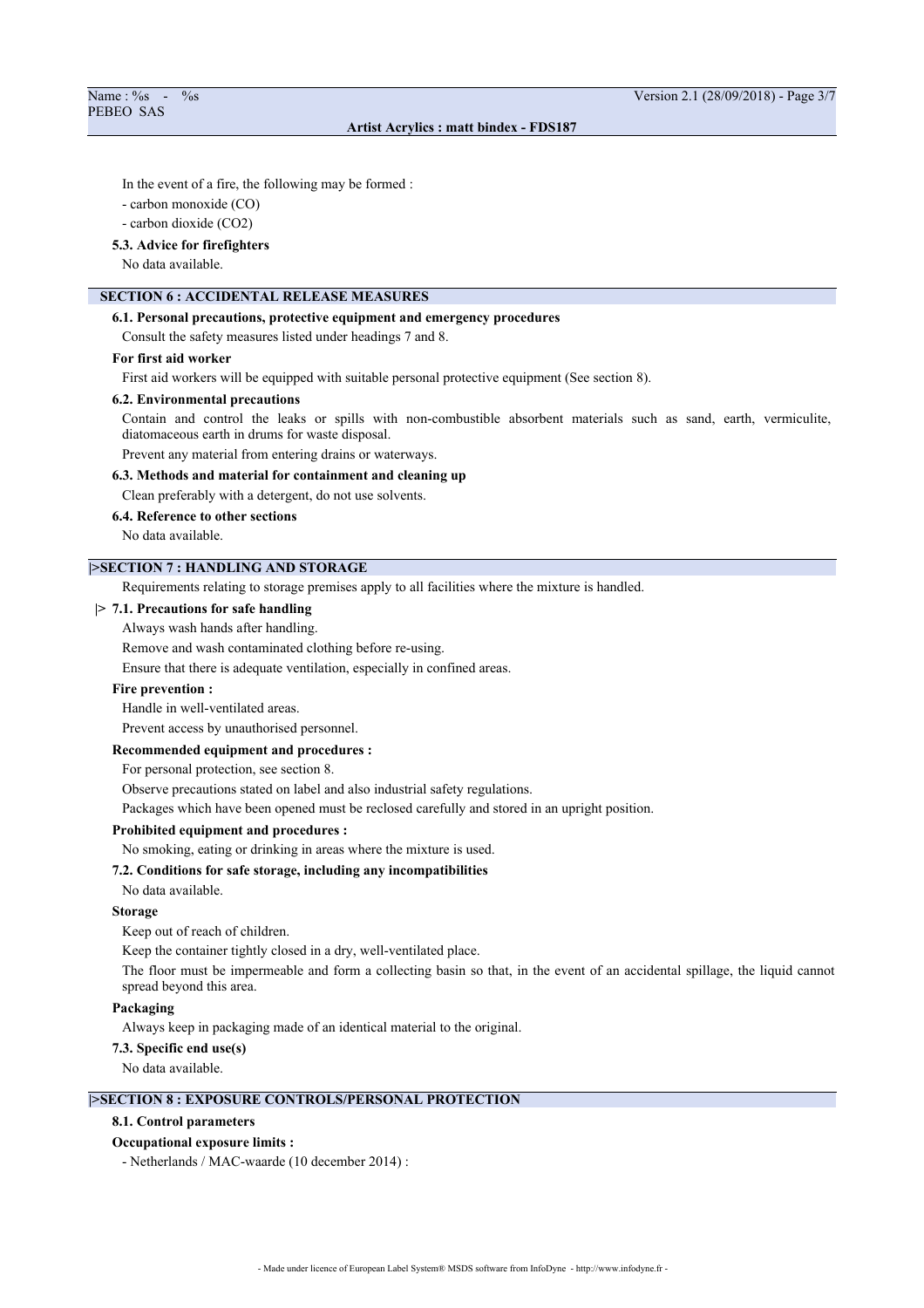In the event of a fire, the following may be formed :

- carbon monoxide (CO)
- carbon dioxide ($CO_2$)

### 5.3. Advice for firefighters

No data available.

## SECTION 6 : ACCIDENTAL RELEASE MEASURES

### 6.1. Personal precautions, protective equipment and emergency procedures

Consult the safety measures listed under headings 7 and 8.

**For first aid worker**

First aid workers will be equipped with suitable personal protective equipment (See section 8).

### 6.2. Environmental precautions

Contain and control the leaks or spills with non-combustible absorbent materials such as sand, earth, vermiculite, diatomaceous earth in drums for waste disposal.

Prevent any material from entering drains or waterways.

### 6.3. Methods and material for containment and cleaning up

Clean preferably with a detergent, do not use solvents.

### 6.4. Reference to other sections

No data available.

## |>SECTION 7 : HANDLING AND STORAGE

Requirements relating to storage premises apply to all facilities where the mixture is handled.

### |> 7.1. Precautions for safe handling

Always wash hands after handling.

Remove and wash contaminated clothing before re-using.

Ensure that there is adequate ventilation, especially in confined areas.

**Fire prevention :**

Handle in well-ventilated areas.

Prevent access by unauthorised personnel.

**Recommended equipment and procedures :**

For personal protection, see section 8.

Observe precautions stated on label and also industrial safety regulations.

Packages which have been opened must be reclosed carefully and stored in an upright position.

**Prohibited equipment and procedures :**

No smoking, eating or drinking in areas where the mixture is used.

### 7.2. Conditions for safe storage, including any incompatibilities

No data available.

**Storage**

Keep out of reach of children.

Keep the container tightly closed in a dry, well-ventilated place.

The floor must be impermeable and form a collecting basin so that, in the event of an accidental spillage, the liquid cannot spread beyond this area.

**Packaging**

Always keep in packaging made of an identical material to the original.

### 7.3. Specific end use(s)

No data available.

## |>SECTION 8 : EXPOSURE CONTROLS/PERSONAL PROTECTION

### 8.1. Control parameters

**Occupational exposure limits :**

- Netherlands / MAC-waarde (10 december 2014) :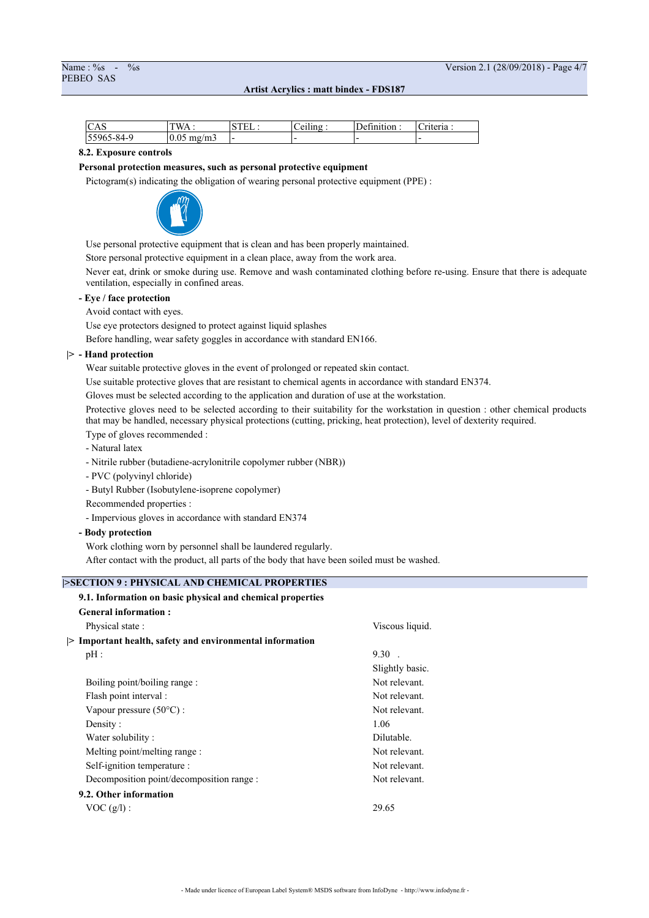| CAS | TWA : | STEL : | Ceiling : | Definition : | Criteria : |
|---|---|---|---|---|---|
| 55965-84-9 | 0.05 mg/m3 | - | - | - | - |

**8.2. Exposure controls**

**Personal protection measures, such as personal protective equipment**

Pictogram(s) indicating the obligation of wearing personal protective equipment (PPE) :

Use personal protective equipment that is clean and has been properly maintained.

Store personal protective equipment in a clean place, away from the work area.

Never eat, drink or smoke during use. Remove and wash contaminated clothing before re-using. Ensure that there is adequate ventilation, especially in confined areas.

**- Eye / face protection**

Avoid contact with eyes.

Use eye protectors designed to protect against liquid splashes

Before handling, wear safety goggles in accordance with standard EN166.

|> **- Hand protection**

Wear suitable protective gloves in the event of prolonged or repeated skin contact.

Use suitable protective gloves that are resistant to chemical agents in accordance with standard EN374.

Gloves must be selected according to the application and duration of use at the workstation.

Protective gloves need to be selected according to their suitability for the workstation in question : other chemical products that may be handled, necessary physical protections (cutting, pricking, heat protection), level of dexterity required.

Type of gloves recommended :

- Natural latex
- Nitrile rubber (butadiene-acrylonitrile copolymer rubber (NBR))
- PVC (polyvinyl chloride)
- Butyl Rubber (Isobutylene-isoprene copolymer)

Recommended properties :

- Impervious gloves in accordance with standard EN374

**- Body protection**

Work clothing worn by personnel shall be laundered regularly.

After contact with the product, all parts of the body that have been soiled must be washed.

## |>SECTION 9 : PHYSICAL AND CHEMICAL PROPERTIES

**9.1. Information on basic physical and chemical properties**

**General information :**

Physical state : Viscous liquid.

|> **Important health, safety and environmental information**

| | |
|---|---|
| pH : | 9.30 . |
| | Slightly basic. |
| Boiling point/boiling range : | Not relevant. |
| Flash point interval : | Not relevant. |
| Vapour pressure (50°C) : | Not relevant. |
| Density : | 1.06 |
| Water solubility : | Dilutable. |
| Melting point/melting range : | Not relevant. |
| Self-ignition temperature : | Not relevant. |
| Decomposition point/decomposition range : | Not relevant. |

**9.2. Other information**

VOC (g/l) : 29.65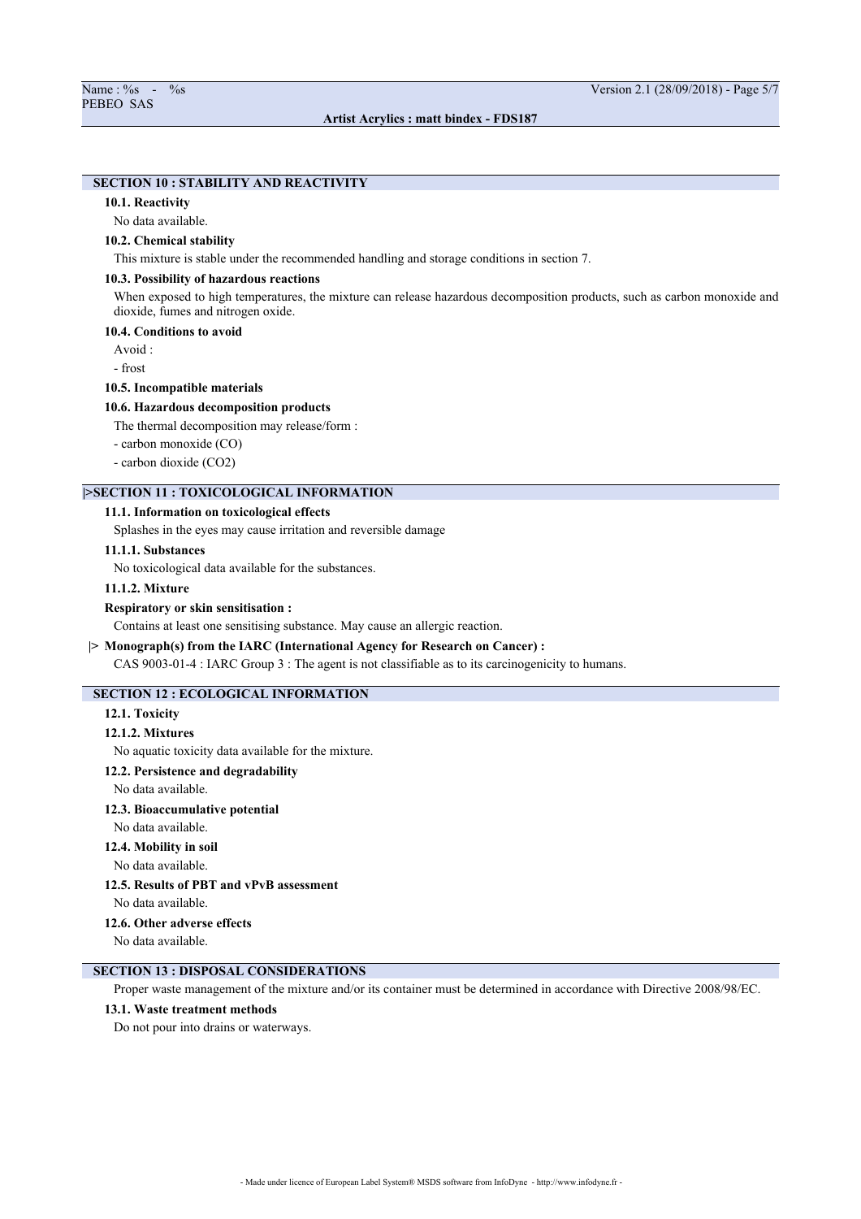## SECTION 10 : STABILITY AND REACTIVITY

### 10.1. Reactivity

No data available.

### 10.2. Chemical stability

This mixture is stable under the recommended handling and storage conditions in section 7.

### 10.3. Possibility of hazardous reactions

When exposed to high temperatures, the mixture can release hazardous decomposition products, such as carbon monoxide and dioxide, fumes and nitrogen oxide.

### 10.4. Conditions to avoid

Avoid :

- frost

### 10.5. Incompatible materials

### 10.6. Hazardous decomposition products

The thermal decomposition may release/form :

- carbon monoxide (CO)
- carbon dioxide ($CO_2$)

## |>SECTION 11 : TOXICOLOGICAL INFORMATION

### 11.1. Information on toxicological effects

Splashes in the eyes may cause irritation and reversible damage

### 11.1.1. Substances

No toxicological data available for the substances.

### 11.1.2. Mixture

**Respiratory or skin sensitisation :**

Contains at least one sensitising substance. May cause an allergic reaction.

**|> Monograph(s) from the IARC (International Agency for Research on Cancer) :**

CAS 9003-01-4 : IARC Group 3 : The agent is not classifiable as to its carcinogenicity to humans.

## SECTION 12 : ECOLOGICAL INFORMATION

### 12.1. Toxicity

### 12.1.2. Mixtures

No aquatic toxicity data available for the mixture.

### 12.2. Persistence and degradability

No data available.

### 12.3. Bioaccumulative potential

No data available.

### 12.4. Mobility in soil

No data available.

### 12.5. Results of PBT and vPvB assessment

No data available.

### 12.6. Other adverse effects

No data available.

## SECTION 13 : DISPOSAL CONSIDERATIONS

Proper waste management of the mixture and/or its container must be determined in accordance with Directive 2008/98/EC.

### 13.1. Waste treatment methods

Do not pour into drains or waterways.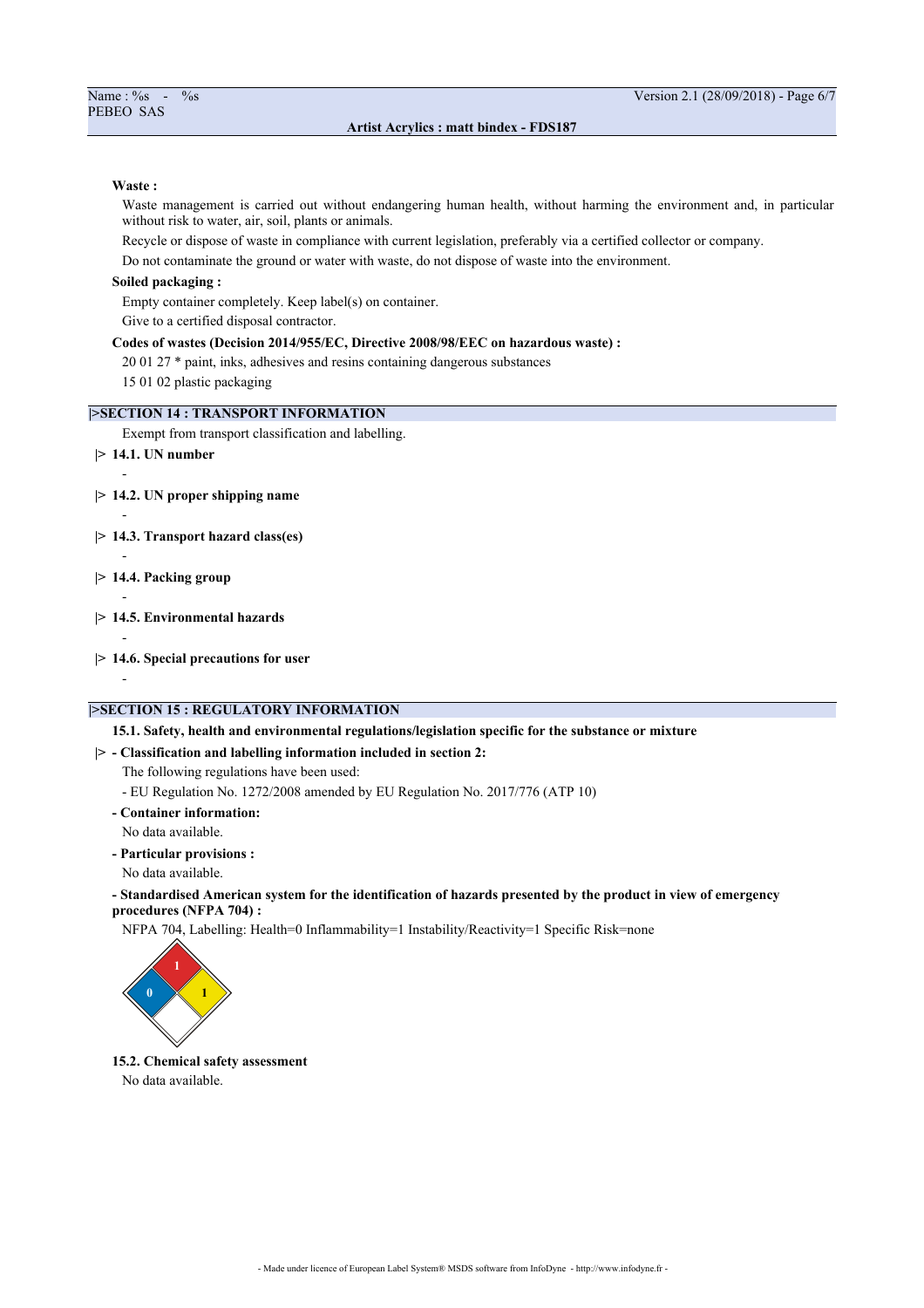**Waste :**

Waste management is carried out without endangering human health, without harming the environment and, in particular without risk to water, air, soil, plants or animals.

Recycle or dispose of waste in compliance with current legislation, preferably via a certified collector or company.

Do not contaminate the ground or water with waste, do not dispose of waste into the environment.

**Soiled packaging :**

Empty container completely. Keep label(s) on container.

Give to a certified disposal contractor.

**Codes of wastes (Decision 2014/955/EC, Directive 2008/98/EEC on hazardous waste) :**

20 01 27 * paint, inks, adhesives and resins containing dangerous substances

15 01 02 plastic packaging

## |>SECTION 14 : TRANSPORT INFORMATION

Exempt from transport classification and labelling.

**|> 14.1. UN number**

-

**|> 14.2. UN proper shipping name**

-

**|> 14.3. Transport hazard class(es)**

-

**|> 14.4. Packing group**

-

**|> 14.5. Environmental hazards**

-

**|> 14.6. Special precautions for user**

-

## |>SECTION 15 : REGULATORY INFORMATION

**15.1. Safety, health and environmental regulations/legislation specific for the substance or mixture**

**|> - Classification and labelling information included in section 2:**

The following regulations have been used:

- EU Regulation No. 1272/2008 amended by EU Regulation No. 2017/776 (ATP 10)

**- Container information:**

No data available.

**- Particular provisions :**

No data available.

**- Standardised American system for the identification of hazards presented by the product in view of emergency procedures (NFPA 704) :**

NFPA 704, Labelling: Health=0 Inflammability=1 Instability/Reactivity=1 Specific Risk=none

**15.2. Chemical safety assessment**

No data available.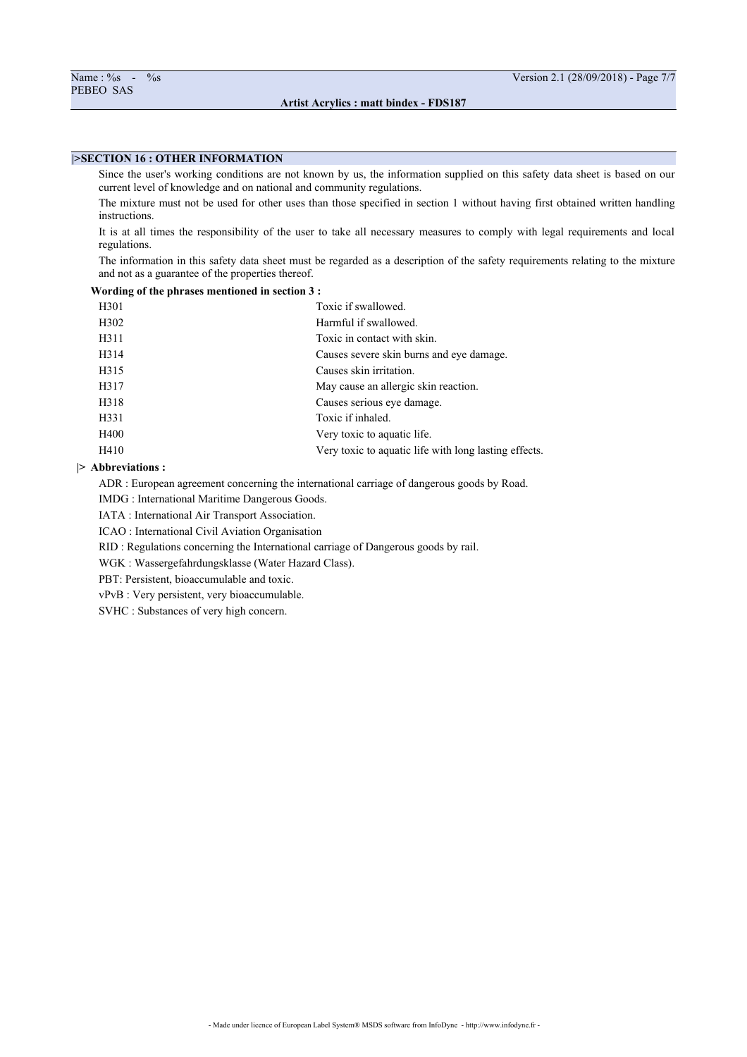## |>SECTION 16 : OTHER INFORMATION

Since the user's working conditions are not known by us, the information supplied on this safety data sheet is based on our current level of knowledge and on national and community regulations.

The mixture must not be used for other uses than those specified in section 1 without having first obtained written handling instructions.

It is at all times the responsibility of the user to take all necessary measures to comply with legal requirements and local regulations.

The information in this safety data sheet must be regarded as a description of the safety requirements relating to the mixture and not as a guarantee of the properties thereof.

**Wording of the phrases mentioned in section 3 :**

| | |
|---|---|
| H301 | Toxic if swallowed. |
| H302 | Harmful if swallowed. |
| H311 | Toxic in contact with skin. |
| H314 | Causes severe skin burns and eye damage. |
| H315 | Causes skin irritation. |
| H317 | May cause an allergic skin reaction. |
| H318 | Causes serious eye damage. |
| H331 | Toxic if inhaled. |
| H400 | Very toxic to aquatic life. |
| H410 | Very toxic to aquatic life with long lasting effects. |

**|> Abbreviations :**

ADR : European agreement concerning the international carriage of dangerous goods by Road.

IMDG : International Maritime Dangerous Goods.

IATA : International Air Transport Association.

ICAO : International Civil Aviation Organisation

RID : Regulations concerning the International carriage of Dangerous goods by rail.

WGK : Wassergefahrdungsklasse (Water Hazard Class).

PBT: Persistent, bioaccumulable and toxic.

vPvB : Very persistent, very bioaccumulable.

SVHC : Substances of very high concern.